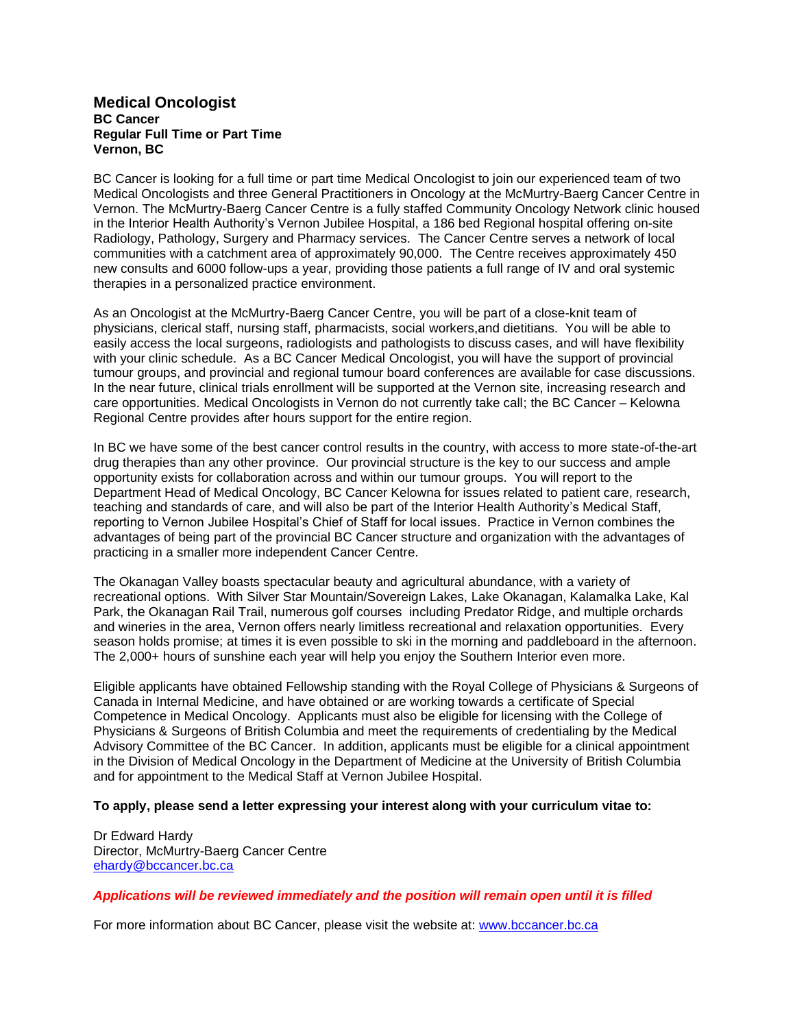### Medical Oncologist

**BC Cancer**
**Regular Full Time or Part Time**
**Vernon, BC**

BC Cancer is looking for a full time or part time Medical Oncologist to join our experienced team of two Medical Oncologists and three General Practitioners in Oncology at the McMurtry-Baerg Cancer Centre in Vernon. The McMurtry-Baerg Cancer Centre is a fully staffed Community Oncology Network clinic housed in the Interior Health Authority's Vernon Jubilee Hospital, a 186 bed Regional hospital offering on-site Radiology, Pathology, Surgery and Pharmacy services. The Cancer Centre serves a network of local communities with a catchment area of approximately 90,000. The Centre receives approximately 450 new consults and 6000 follow-ups a year, providing those patients a full range of IV and oral systemic therapies in a personalized practice environment.

As an Oncologist at the McMurtry-Baerg Cancer Centre, you will be part of a close-knit team of physicians, clerical staff, nursing staff, pharmacists, social workers,and dietitians. You will be able to easily access the local surgeons, radiologists and pathologists to discuss cases, and will have flexibility with your clinic schedule. As a BC Cancer Medical Oncologist, you will have the support of provincial tumour groups, and provincial and regional tumour board conferences are available for case discussions. In the near future, clinical trials enrollment will be supported at the Vernon site, increasing research and care opportunities. Medical Oncologists in Vernon do not currently take call; the BC Cancer – Kelowna Regional Centre provides after hours support for the entire region.

In BC we have some of the best cancer control results in the country, with access to more state-of-the-art drug therapies than any other province. Our provincial structure is the key to our success and ample opportunity exists for collaboration across and within our tumour groups. You will report to the Department Head of Medical Oncology, BC Cancer Kelowna for issues related to patient care, research, teaching and standards of care, and will also be part of the Interior Health Authority's Medical Staff, reporting to Vernon Jubilee Hospital's Chief of Staff for local issues. Practice in Vernon combines the advantages of being part of the provincial BC Cancer structure and organization with the advantages of practicing in a smaller more independent Cancer Centre.

The Okanagan Valley boasts spectacular beauty and agricultural abundance, with a variety of recreational options. With Silver Star Mountain/Sovereign Lakes, Lake Okanagan, Kalamalka Lake, Kal Park, the Okanagan Rail Trail, numerous golf courses including Predator Ridge, and multiple orchards and wineries in the area, Vernon offers nearly limitless recreational and relaxation opportunities. Every season holds promise; at times it is even possible to ski in the morning and paddleboard in the afternoon. The 2,000+ hours of sunshine each year will help you enjoy the Southern Interior even more.

Eligible applicants have obtained Fellowship standing with the Royal College of Physicians & Surgeons of Canada in Internal Medicine, and have obtained or are working towards a certificate of Special Competence in Medical Oncology. Applicants must also be eligible for licensing with the College of Physicians & Surgeons of British Columbia and meet the requirements of credentialing by the Medical Advisory Committee of the BC Cancer. In addition, applicants must be eligible for a clinical appointment in the Division of Medical Oncology in the Department of Medicine at the University of British Columbia and for appointment to the Medical Staff at Vernon Jubilee Hospital.

**To apply, please send a letter expressing your interest along with your curriculum vitae to:**

Dr Edward Hardy
Director, McMurtry-Baerg Cancer Centre
ehardy@bccancer.bc.ca

***Applications will be reviewed immediately and the position will remain open until it is filled***

For more information about BC Cancer, please visit the website at: www.bccancer.bc.ca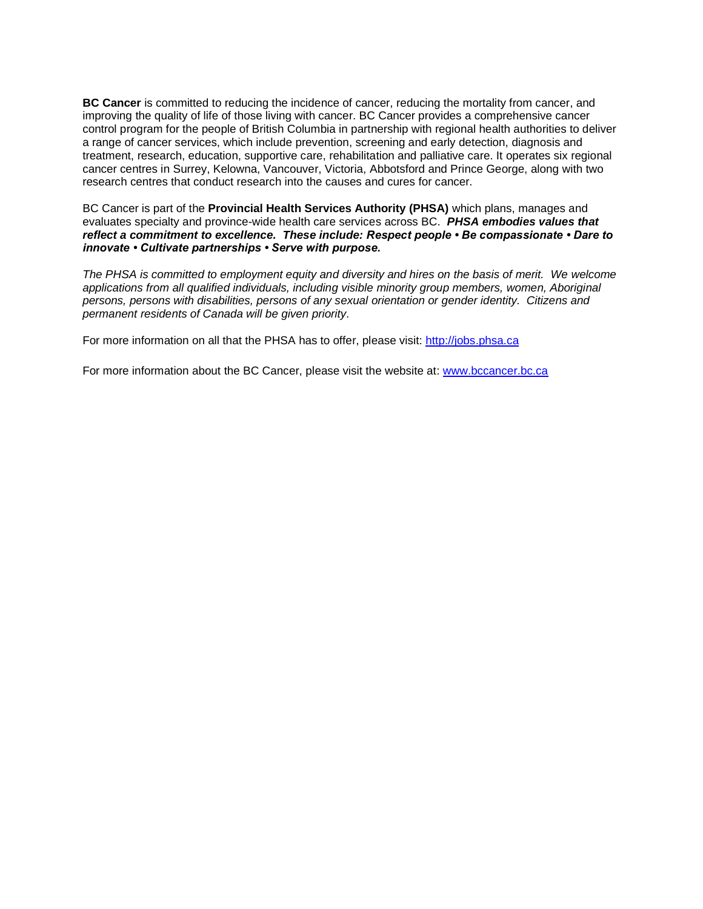**BC Cancer** is committed to reducing the incidence of cancer, reducing the mortality from cancer, and improving the quality of life of those living with cancer. BC Cancer provides a comprehensive cancer control program for the people of British Columbia in partnership with regional health authorities to deliver a range of cancer services, which include prevention, screening and early detection, diagnosis and treatment, research, education, supportive care, rehabilitation and palliative care. It operates six regional cancer centres in Surrey, Kelowna, Vancouver, Victoria, Abbotsford and Prince George, along with two research centres that conduct research into the causes and cures for cancer.

BC Cancer is part of the **Provincial Health Services Authority (PHSA)** which plans, manages and evaluates specialty and province-wide health care services across BC. ***PHSA embodies values that reflect a commitment to excellence. These include: Respect people • Be compassionate • Dare to innovate • Cultivate partnerships • Serve with purpose.***

*The PHSA is committed to employment equity and diversity and hires on the basis of merit. We welcome applications from all qualified individuals, including visible minority group members, women, Aboriginal persons, persons with disabilities, persons of any sexual orientation or gender identity. Citizens and permanent residents of Canada will be given priority.*

For more information on all that the PHSA has to offer, please visit: [http://jobs.phsa.ca](http://jobs.phsa.ca)

For more information about the BC Cancer, please visit the website at: [www.bccancer.bc.ca](http://www.bccancer.bc.ca)